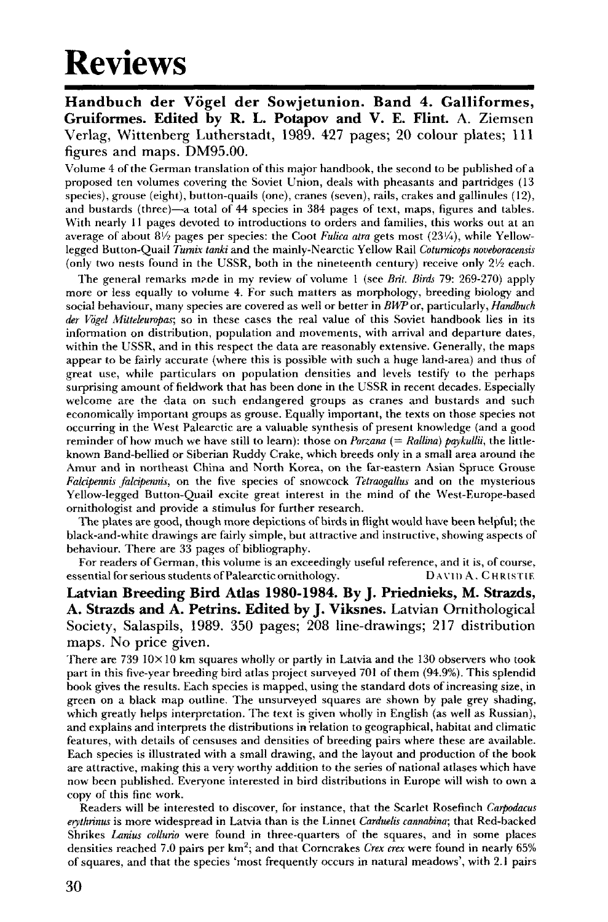# Reviews

**Handbuch der Vögel der Sowjetunion. Band 4. Galliformes, Gruiformes. Edited by R. L. Potapov and V. E. Flint.** A. Ziemsen Verlag, Wittenberg Lutherstadt, 1989. 427 pages; 20 colour plates; 111 figures and maps. DM95.00.

Volume 4 of the German translation of this major handbook, the second to be published of a proposed ten volumes covering the Soviet Union, deals with pheasants and partridges (13 species), grouse (eight), button-quails (one), cranes (seven), rails, crakes and gallinules (12), and bustards (three)—a total of 44 species in 384 pages of text, maps, figures and tables. With nearly 11 pages devoted to introductions to orders and families, this works out at an average of about 8½ pages per species: the Coot *Fulica atra* gets most (23¼), while Yellow-legged Button-Quail *Turnix tanki* and the mainly-Nearctic Yellow Rail *Coturnicops noveboracensis* (only two nests found in the USSR, both in the nineteenth century) receive only 2½ each.

The general remarks made in my review of volume 1 (see *Brit. Birds* 79: 269-270) apply more or less equally to volume 4. For such matters as morphology, breeding biology and social behaviour, many species are covered as well or better in *BWP* or, particularly, *Handbuch der Vögel Mitteleuropas*; so in these cases the real value of this Soviet handbook lies in its information on distribution, population and movements, with arrival and departure dates, within the USSR, and in this respect the data are reasonably extensive. Generally, the maps appear to be fairly accurate (where this is possible with such a huge land-area) and thus of great use, while particulars on population densities and levels testify to the perhaps surprising amount of fieldwork that has been done in the USSR in recent decades. Especially welcome are the data on such endangered groups as cranes and bustards and such economically important groups as grouse. Equally important, the texts on those species not occurring in the West Palearctic are a valuable synthesis of present knowledge (and a good reminder of how much we have still to learn): those on *Porzana* (= *Rallina*) *paykullii*, the little-known Band-bellied or Siberian Ruddy Crake, which breeds only in a small area around the Amur and in northeast China and North Korea, on the far-eastern Asian Spruce Grouse *Falcipennis falcipennis*, on the five species of snowcock *Tetraogallus* and on the mysterious Yellow-legged Button-Quail excite great interest in the mind of the West-Europe-based ornithologist and provide a stimulus for further research.

The plates are good, though more depictions of birds in flight would have been helpful; the black-and-white drawings are fairly simple, but attractive and instructive, showing aspects of behaviour. There are 33 pages of bibliography.

For readers of German, this volume is an exceedingly useful reference, and it is, of course, essential for serious students of Palearctic ornithology. DAVID A. CHRISTIE

**Latvian Breeding Bird Atlas 1980-1984. By J. Priednieks, M. Strazds, A. Strazds and A. Petrins. Edited by J. Viksnes.** Latvian Ornithological Society, Salaspils, 1989. 350 pages; 208 line-drawings; 217 distribution maps. No price given.

There are 739 10×10 km squares wholly or partly in Latvia and the 130 observers who took part in this five-year breeding bird atlas project surveyed 701 of them (94.9%). This splendid book gives the results. Each species is mapped, using the standard dots of increasing size, in green on a black map outline. The unsurveyed squares are shown by pale grey shading, which greatly helps interpretation. The text is given wholly in English (as well as Russian), and explains and interprets the distributions in relation to geographical, habitat and climatic features, with details of censuses and densities of breeding pairs where these are available. Each species is illustrated with a small drawing, and the layout and production of the book are attractive, making this a very worthy addition to the series of national atlases which have now been published. Everyone interested in bird distributions in Europe will wish to own a copy of this fine work.

Readers will be interested to discover, for instance, that the Scarlet Rosefinch *Carpodacus erythrinus* is more widespread in Latvia than is the Linnet *Carduelis cannabina*; that Red-backed Shrikes *Lanius collurio* were found in three-quarters of the squares, and in some places densities reached 7.0 pairs per km$^2$; and that Corncrakes *Crex crex* were found in nearly 65% of squares, and that the species 'most frequently occurs in natural meadows', with 2.1 pairs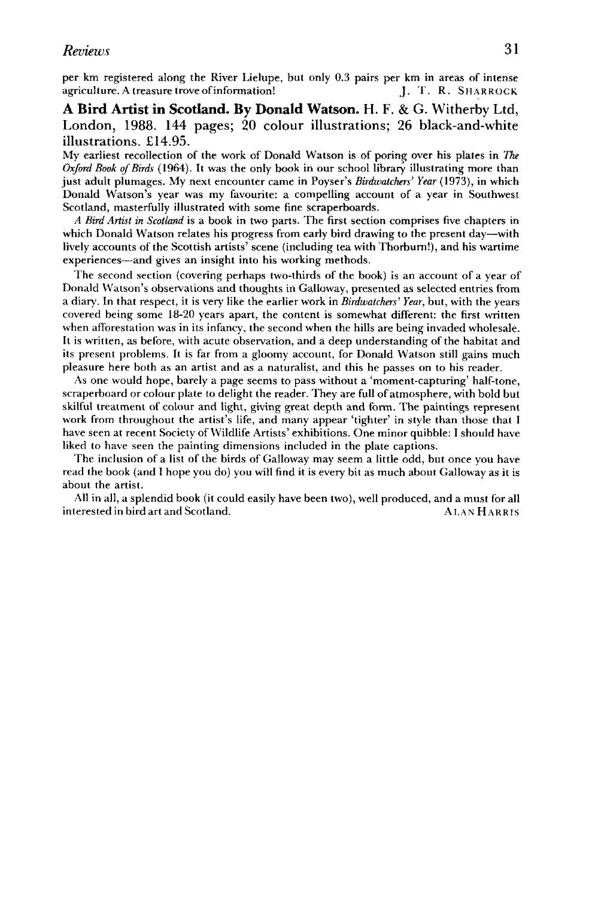per km registered along the River Lielupe, but only 0.3 pairs per km in areas of intense agriculture. A treasure trove of information!

J. T. R. SHARROCK

**A Bird Artist in Scotland. By Donald Watson.** H. F. & G. Witherby Ltd, London, 1988. 144 pages; 20 colour illustrations; 26 black-and-white illustrations. £14.95.

My earliest recollection of the work of Donald Watson is of poring over his plates in *The Oxford Book of Birds* (1964). It was the only book in our school library illustrating more than just adult plumages. My next encounter came in Poyser's *Birdwatchers' Year* (1973), in which Donald Watson's year was my favourite: a compelling account of a year in Southwest Scotland, masterfully illustrated with some fine scraperboards.

*A Bird Artist in Scotland* is a book in two parts. The first section comprises five chapters in which Donald Watson relates his progress from early bird drawing to the present day—with lively accounts of the Scottish artists' scene (including tea with Thorburn!), and his wartime experiences—and gives an insight into his working methods.

The second section (covering perhaps two-thirds of the book) is an account of a year of Donald Watson's observations and thoughts in Galloway, presented as selected entries from a diary. In that respect, it is very like the earlier work in *Birdwatchers' Year*, but, with the years covered being some 18-20 years apart, the content is somewhat different: the first written when afforestation was in its infancy, the second when the hills are being invaded wholesale. It is written, as before, with acute observation, and a deep understanding of the habitat and its present problems. It is far from a gloomy account, for Donald Watson still gains much pleasure here both as an artist and as a naturalist, and this he passes on to his reader.

As one would hope, barely a page seems to pass without a 'moment-capturing' half-tone, scraperboard or colour plate to delight the reader. They are full of atmosphere, with bold but skilful treatment of colour and light, giving great depth and form. The paintings represent work from throughout the artist's life, and many appear 'tighter' in style than those that I have seen at recent Society of Wildlife Artists' exhibitions. One minor quibble: I should have liked to have seen the painting dimensions included in the plate captions.

The inclusion of a list of the birds of Galloway may seem a little odd, but once you have read the book (and I hope you do) you will find it is every bit as much about Galloway as it is about the artist.

All in all, a splendid book (it could easily have been two), well produced, and a must for all interested in bird art and Scotland.

ALAN HARRIS